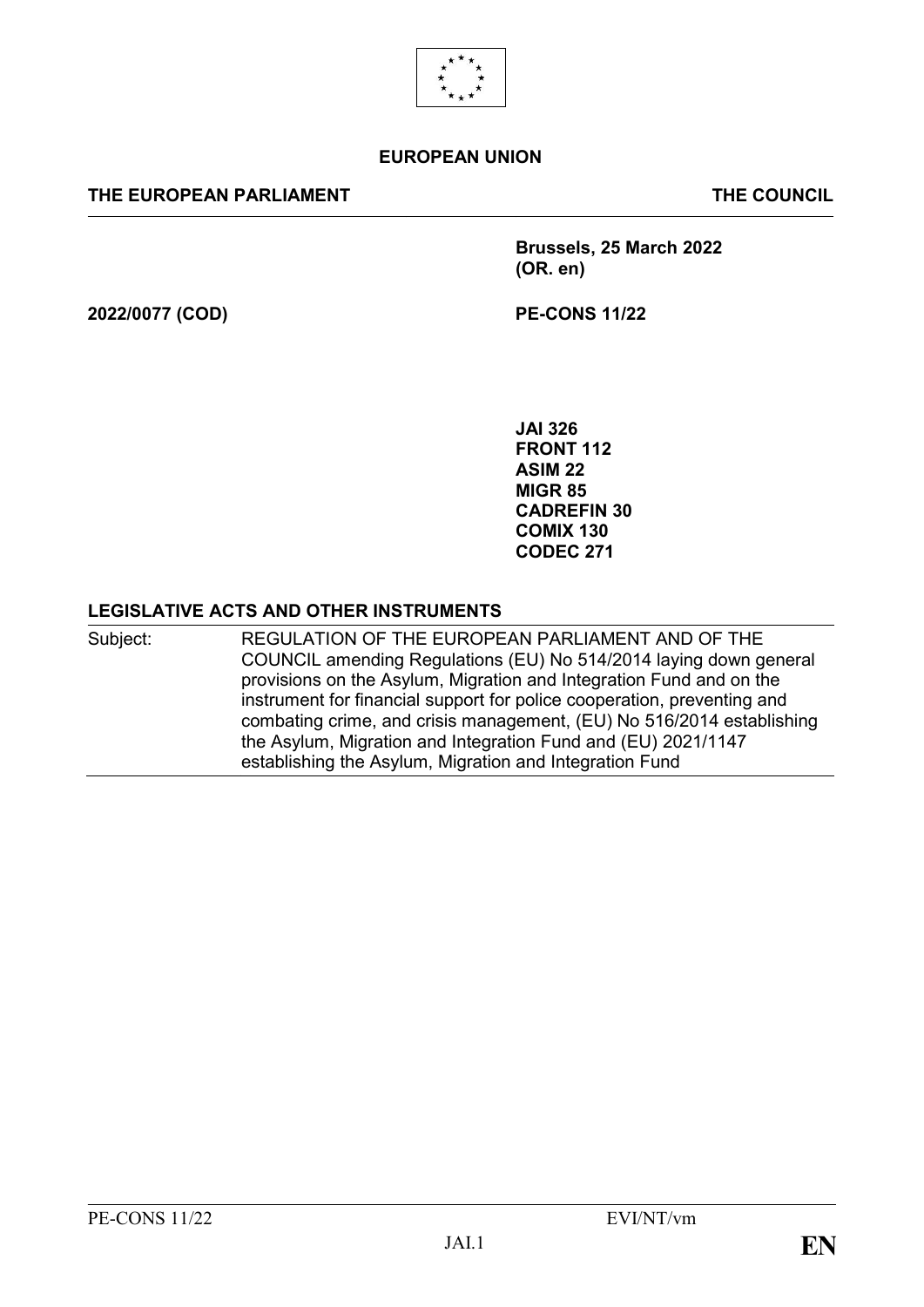**EUROPEAN UNION**

**THE EUROPEAN PARLIAMENT** **THE COUNCIL**

**Brussels, 25 March 2022**
**(OR. en)**

**2022/0077 (COD)** **PE-CONS 11/22**

**JAI 326**
**FRONT 112**
**ASIM 22**
**MIGR 85**
**CADREFIN 30**
**COMIX 130**
**CODEC 271**

**LEGISLATIVE ACTS AND OTHER INSTRUMENTS**

Subject: REGULATION OF THE EUROPEAN PARLIAMENT AND OF THE COUNCIL amending Regulations (EU) No 514/2014 laying down general provisions on the Asylum, Migration and Integration Fund and on the instrument for financial support for police cooperation, preventing and combating crime, and crisis management, (EU) No 516/2014 establishing the Asylum, Migration and Integration Fund and (EU) 2021/1147 establishing the Asylum, Migration and Integration Fund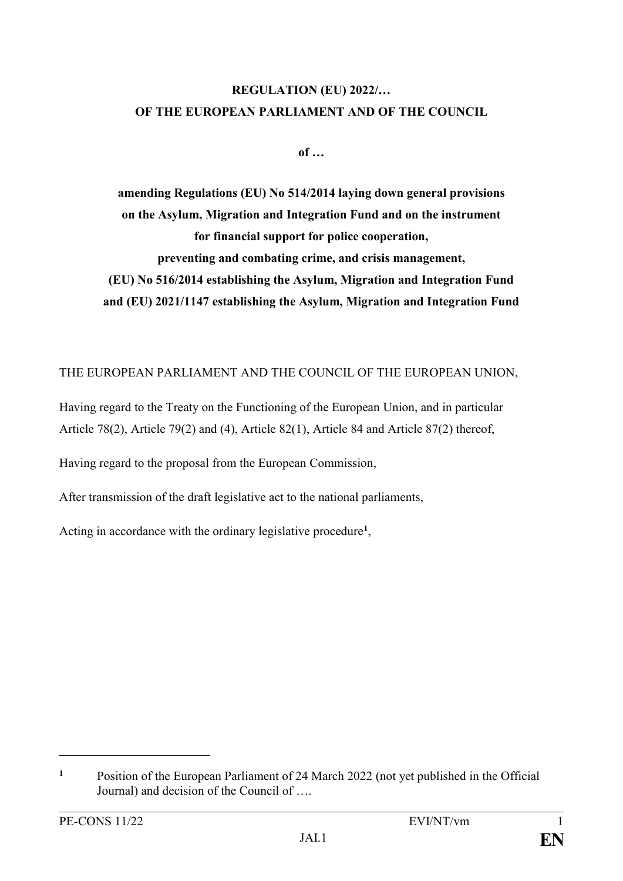**REGULATION (EU) 2022/…**
**OF THE EUROPEAN PARLIAMENT AND OF THE COUNCIL**

**of …**

**amending Regulations (EU) No 514/2014 laying down general provisions on the Asylum, Migration and Integration Fund and on the instrument for financial support for police cooperation, preventing and combating crime, and crisis management, (EU) No 516/2014 establishing the Asylum, Migration and Integration Fund and (EU) 2021/1147 establishing the Asylum, Migration and Integration Fund**

THE EUROPEAN PARLIAMENT AND THE COUNCIL OF THE EUROPEAN UNION,

Having regard to the Treaty on the Functioning of the European Union, and in particular Article 78(2), Article 79(2) and (4), Article 82(1), Article 84 and Article 87(2) thereof,

Having regard to the proposal from the European Commission,

After transmission of the draft legislative act to the national parliaments,

Acting in accordance with the ordinary legislative procedure[1],

---

[1] Position of the European Parliament of 24 March 2022 (not yet published in the Official Journal) and decision of the Council of ….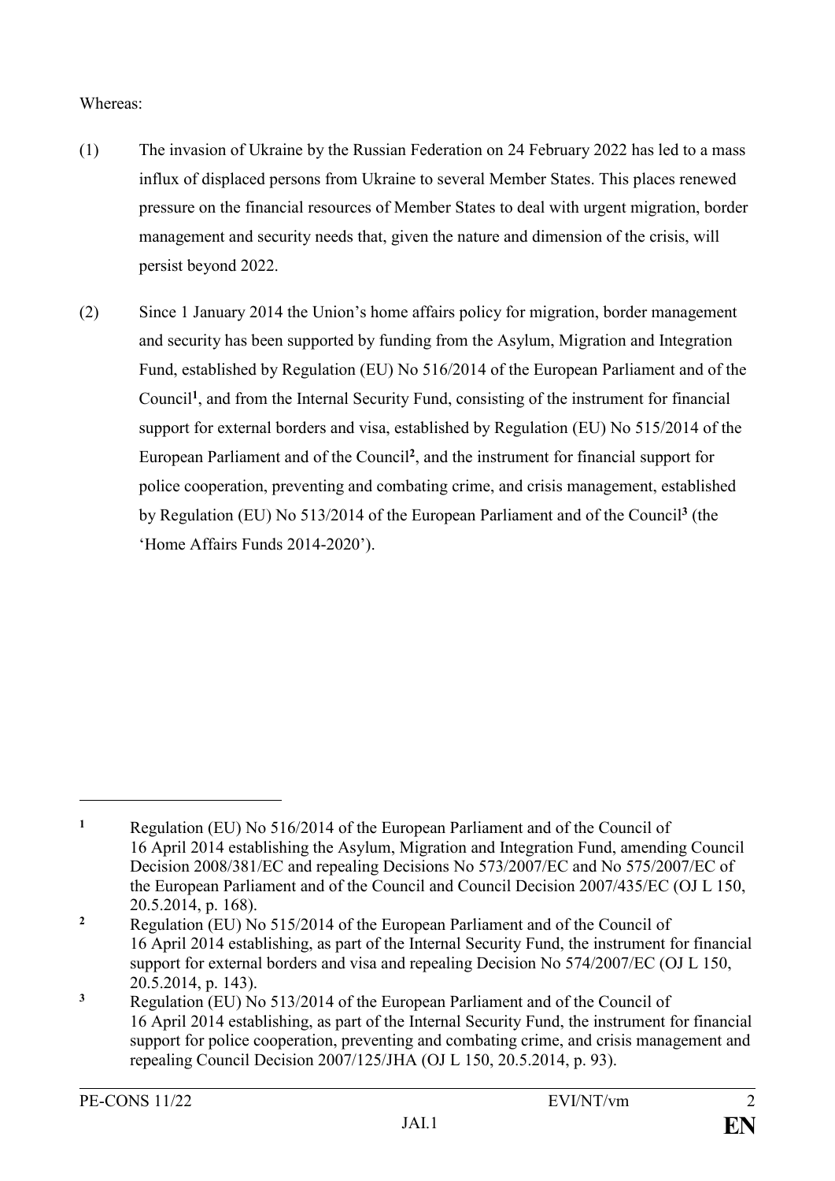Whereas:

(1) The invasion of Ukraine by the Russian Federation on 24 February 2022 has led to a mass influx of displaced persons from Ukraine to several Member States. This places renewed pressure on the financial resources of Member States to deal with urgent migration, border management and security needs that, given the nature and dimension of the crisis, will persist beyond 2022.

(2) Since 1 January 2014 the Union's home affairs policy for migration, border management and security has been supported by funding from the Asylum, Migration and Integration Fund, established by Regulation (EU) No 516/2014 of the European Parliament and of the Council[1], and from the Internal Security Fund, consisting of the instrument for financial support for external borders and visa, established by Regulation (EU) No 515/2014 of the European Parliament and of the Council[2], and the instrument for financial support for police cooperation, preventing and combating crime, and crisis management, established by Regulation (EU) No 513/2014 of the European Parliament and of the Council[3] (the 'Home Affairs Funds 2014-2020').

---

[1] Regulation (EU) No 516/2014 of the European Parliament and of the Council of 16 April 2014 establishing the Asylum, Migration and Integration Fund, amending Council Decision 2008/381/EC and repealing Decisions No 573/2007/EC and No 575/2007/EC of the European Parliament and of the Council and Council Decision 2007/435/EC (OJ L 150, 20.5.2014, p. 168).

[2] Regulation (EU) No 515/2014 of the European Parliament and of the Council of 16 April 2014 establishing, as part of the Internal Security Fund, the instrument for financial support for external borders and visa and repealing Decision No 574/2007/EC (OJ L 150, 20.5.2014, p. 143).

[3] Regulation (EU) No 513/2014 of the European Parliament and of the Council of 16 April 2014 establishing, as part of the Internal Security Fund, the instrument for financial support for police cooperation, preventing and combating crime, and crisis management and repealing Council Decision 2007/125/JHA (OJ L 150, 20.5.2014, p. 93).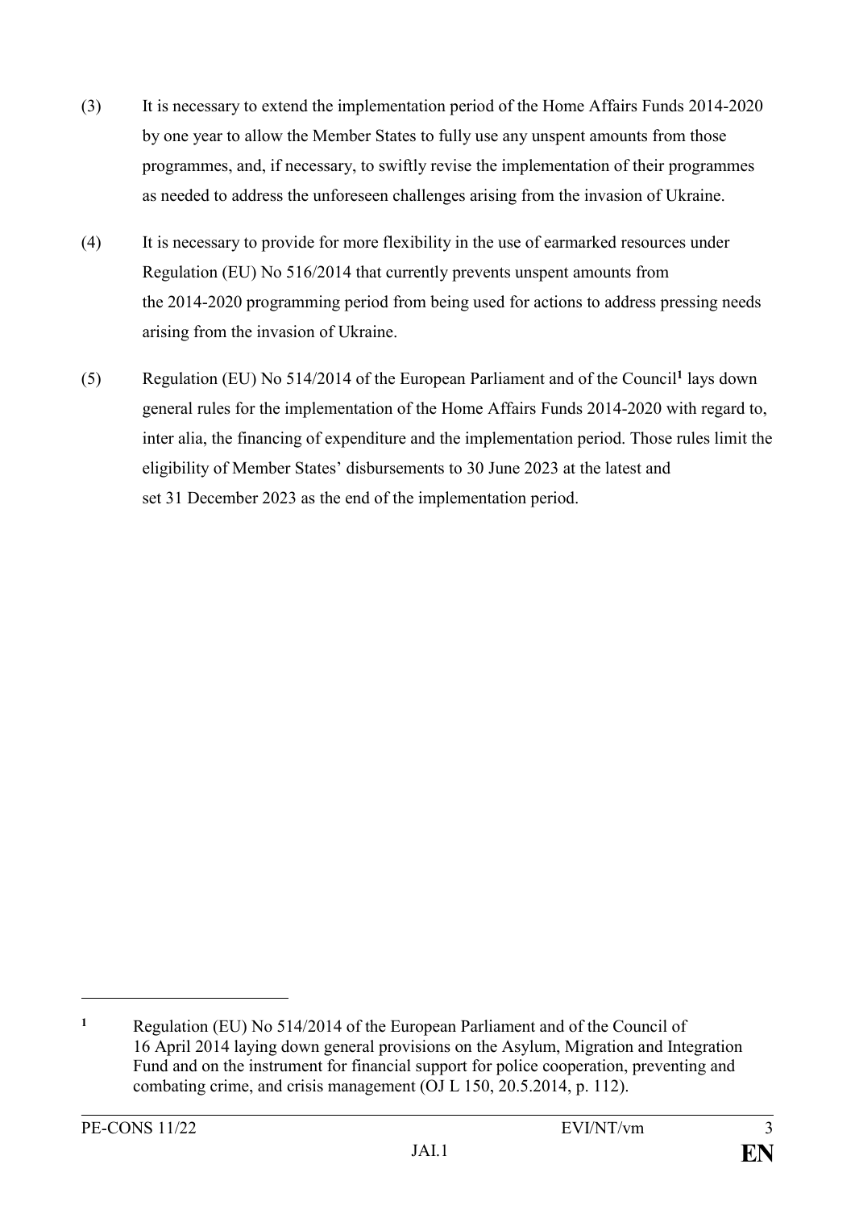(3) It is necessary to extend the implementation period of the Home Affairs Funds 2014-2020 by one year to allow the Member States to fully use any unspent amounts from those programmes, and, if necessary, to swiftly revise the implementation of their programmes as needed to address the unforeseen challenges arising from the invasion of Ukraine.

(4) It is necessary to provide for more flexibility in the use of earmarked resources under Regulation (EU) No 516/2014 that currently prevents unspent amounts from the 2014-2020 programming period from being used for actions to address pressing needs arising from the invasion of Ukraine.

(5) Regulation (EU) No 514/2014 of the European Parliament and of the Council[1] lays down general rules for the implementation of the Home Affairs Funds 2014-2020 with regard to, inter alia, the financing of expenditure and the implementation period. Those rules limit the eligibility of Member States' disbursements to 30 June 2023 at the latest and set 31 December 2023 as the end of the implementation period.

---

[1] Regulation (EU) No 514/2014 of the European Parliament and of the Council of 16 April 2014 laying down general provisions on the Asylum, Migration and Integration Fund and on the instrument for financial support for police cooperation, preventing and combating crime, and crisis management (OJ L 150, 20.5.2014, p. 112).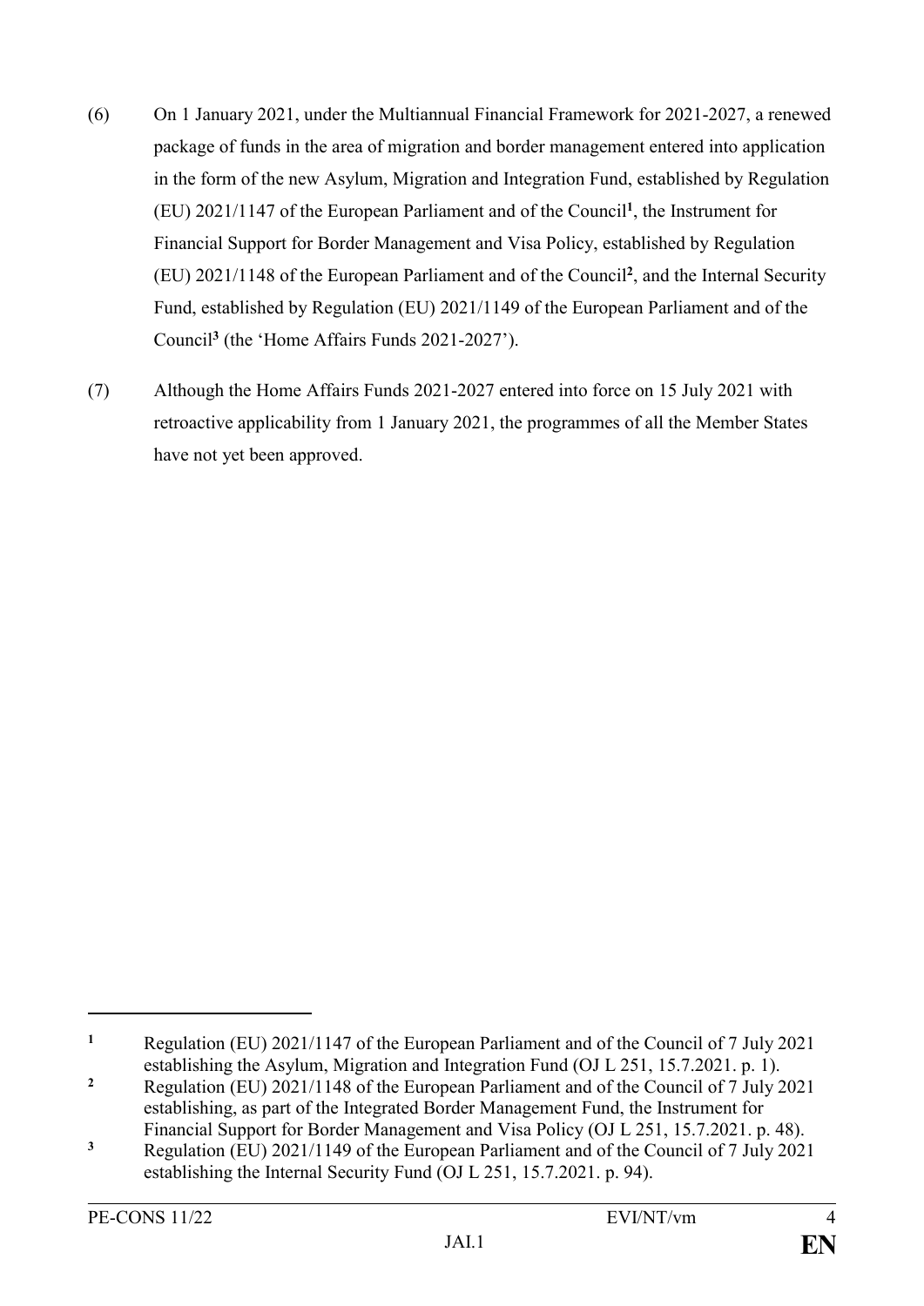(6) On 1 January 2021, under the Multiannual Financial Framework for 2021-2027, a renewed package of funds in the area of migration and border management entered into application in the form of the new Asylum, Migration and Integration Fund, established by Regulation (EU) 2021/1147 of the European Parliament and of the Council[1], the Instrument for Financial Support for Border Management and Visa Policy, established by Regulation (EU) 2021/1148 of the European Parliament and of the Council[2], and the Internal Security Fund, established by Regulation (EU) 2021/1149 of the European Parliament and of the Council[3] (the 'Home Affairs Funds 2021-2027').

(7) Although the Home Affairs Funds 2021-2027 entered into force on 15 July 2021 with retroactive applicability from 1 January 2021, the programmes of all the Member States have not yet been approved.

---

[1] Regulation (EU) 2021/1147 of the European Parliament and of the Council of 7 July 2021 establishing the Asylum, Migration and Integration Fund (OJ L 251, 15.7.2021. p. 1).

[2] Regulation (EU) 2021/1148 of the European Parliament and of the Council of 7 July 2021 establishing, as part of the Integrated Border Management Fund, the Instrument for Financial Support for Border Management and Visa Policy (OJ L 251, 15.7.2021. p. 48).

[3] Regulation (EU) 2021/1149 of the European Parliament and of the Council of 7 July 2021 establishing the Internal Security Fund (OJ L 251, 15.7.2021. p. 94).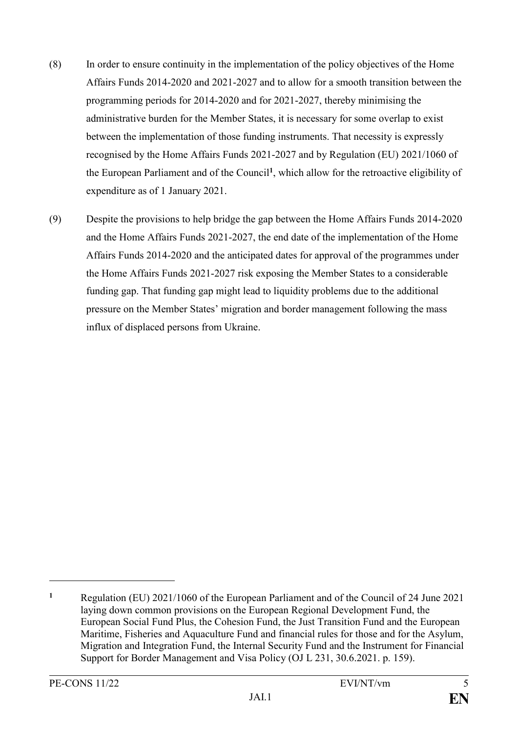(8) In order to ensure continuity in the implementation of the policy objectives of the Home Affairs Funds 2014-2020 and 2021-2027 and to allow for a smooth transition between the programming periods for 2014-2020 and for 2021-2027, thereby minimising the administrative burden for the Member States, it is necessary for some overlap to exist between the implementation of those funding instruments. That necessity is expressly recognised by the Home Affairs Funds 2021-2027 and by Regulation (EU) 2021/1060 of the European Parliament and of the Council[1], which allow for the retroactive eligibility of expenditure as of 1 January 2021.

(9) Despite the provisions to help bridge the gap between the Home Affairs Funds 2014-2020 and the Home Affairs Funds 2021-2027, the end date of the implementation of the Home Affairs Funds 2014-2020 and the anticipated dates for approval of the programmes under the Home Affairs Funds 2021-2027 risk exposing the Member States to a considerable funding gap. That funding gap might lead to liquidity problems due to the additional pressure on the Member States' migration and border management following the mass influx of displaced persons from Ukraine.

---

[1] Regulation (EU) 2021/1060 of the European Parliament and of the Council of 24 June 2021 laying down common provisions on the European Regional Development Fund, the European Social Fund Plus, the Cohesion Fund, the Just Transition Fund and the European Maritime, Fisheries and Aquaculture Fund and financial rules for those and for the Asylum, Migration and Integration Fund, the Internal Security Fund and the Instrument for Financial Support for Border Management and Visa Policy (OJ L 231, 30.6.2021. p. 159).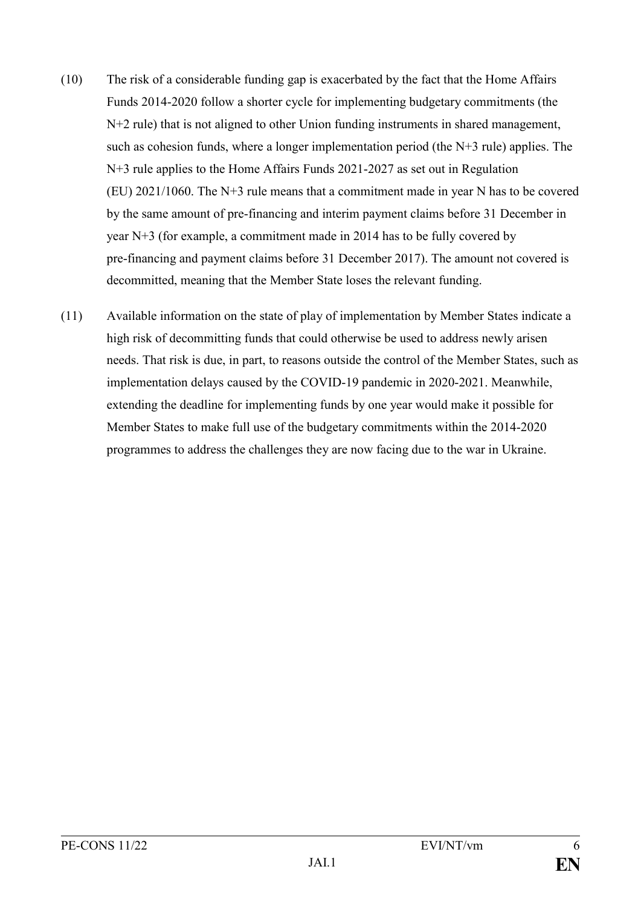(10) The risk of a considerable funding gap is exacerbated by the fact that the Home Affairs Funds 2014-2020 follow a shorter cycle for implementing budgetary commitments (the N+2 rule) that is not aligned to other Union funding instruments in shared management, such as cohesion funds, where a longer implementation period (the N+3 rule) applies. The N+3 rule applies to the Home Affairs Funds 2021-2027 as set out in Regulation (EU) 2021/1060. The N+3 rule means that a commitment made in year N has to be covered by the same amount of pre-financing and interim payment claims before 31 December in year N+3 (for example, a commitment made in 2014 has to be fully covered by pre-financing and payment claims before 31 December 2017). The amount not covered is decommitted, meaning that the Member State loses the relevant funding.

(11) Available information on the state of play of implementation by Member States indicate a high risk of decommitting funds that could otherwise be used to address newly arisen needs. That risk is due, in part, to reasons outside the control of the Member States, such as implementation delays caused by the COVID-19 pandemic in 2020-2021. Meanwhile, extending the deadline for implementing funds by one year would make it possible for Member States to make full use of the budgetary commitments within the 2014-2020 programmes to address the challenges they are now facing due to the war in Ukraine.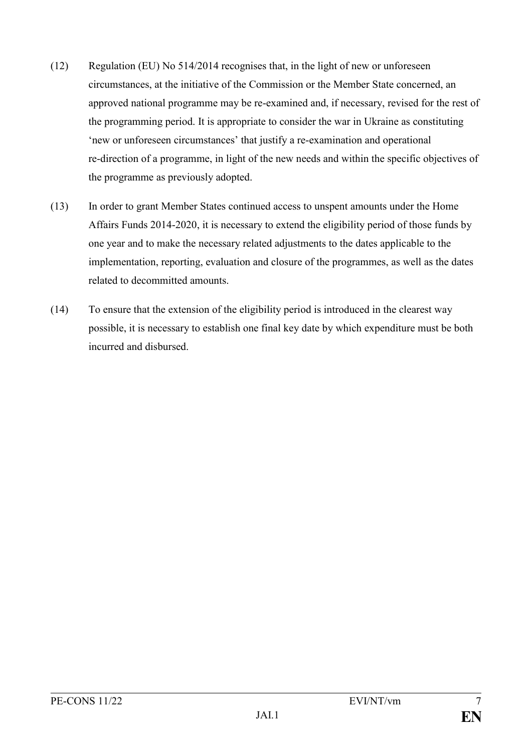(12) Regulation (EU) No 514/2014 recognises that, in the light of new or unforeseen circumstances, at the initiative of the Commission or the Member State concerned, an approved national programme may be re-examined and, if necessary, revised for the rest of the programming period. It is appropriate to consider the war in Ukraine as constituting 'new or unforeseen circumstances' that justify a re-examination and operational re-direction of a programme, in light of the new needs and within the specific objectives of the programme as previously adopted.

(13) In order to grant Member States continued access to unspent amounts under the Home Affairs Funds 2014-2020, it is necessary to extend the eligibility period of those funds by one year and to make the necessary related adjustments to the dates applicable to the implementation, reporting, evaluation and closure of the programmes, as well as the dates related to decommitted amounts.

(14) To ensure that the extension of the eligibility period is introduced in the clearest way possible, it is necessary to establish one final key date by which expenditure must be both incurred and disbursed.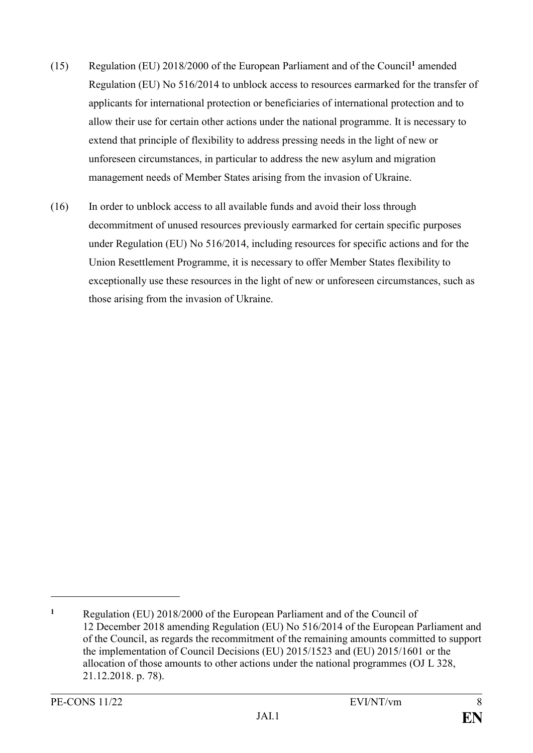(15) Regulation (EU) 2018/2000 of the European Parliament and of the Council[1] amended Regulation (EU) No 516/2014 to unblock access to resources earmarked for the transfer of applicants for international protection or beneficiaries of international protection and to allow their use for certain other actions under the national programme. It is necessary to extend that principle of flexibility to address pressing needs in the light of new or unforeseen circumstances, in particular to address the new asylum and migration management needs of Member States arising from the invasion of Ukraine.

(16) In order to unblock access to all available funds and avoid their loss through decommitment of unused resources previously earmarked for certain specific purposes under Regulation (EU) No 516/2014, including resources for specific actions and for the Union Resettlement Programme, it is necessary to offer Member States flexibility to exceptionally use these resources in the light of new or unforeseen circumstances, such as those arising from the invasion of Ukraine.

---

[1] Regulation (EU) 2018/2000 of the European Parliament and of the Council of 12 December 2018 amending Regulation (EU) No 516/2014 of the European Parliament and of the Council, as regards the recommitment of the remaining amounts committed to support the implementation of Council Decisions (EU) 2015/1523 and (EU) 2015/1601 or the allocation of those amounts to other actions under the national programmes (OJ L 328, 21.12.2018. p. 78).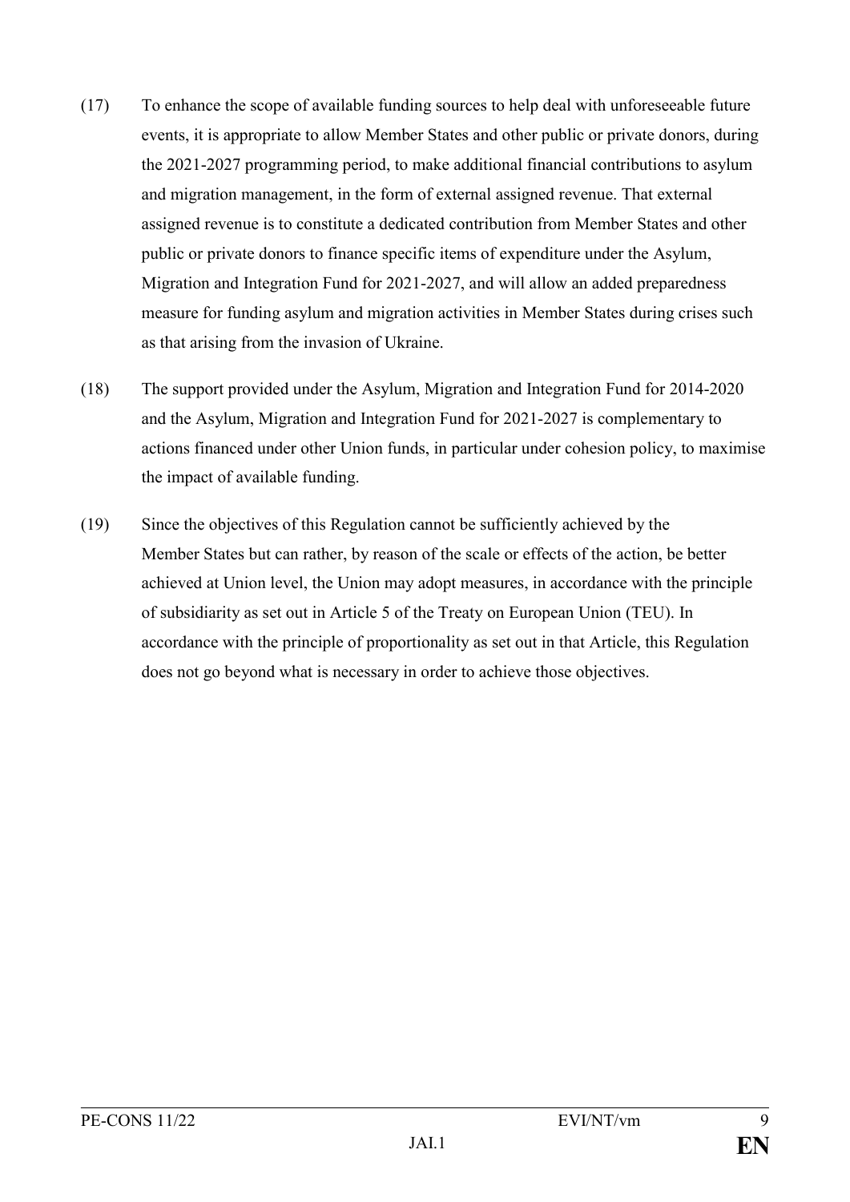(17) To enhance the scope of available funding sources to help deal with unforeseeable future events, it is appropriate to allow Member States and other public or private donors, during the 2021-2027 programming period, to make additional financial contributions to asylum and migration management, in the form of external assigned revenue. That external assigned revenue is to constitute a dedicated contribution from Member States and other public or private donors to finance specific items of expenditure under the Asylum, Migration and Integration Fund for 2021-2027, and will allow an added preparedness measure for funding asylum and migration activities in Member States during crises such as that arising from the invasion of Ukraine.

(18) The support provided under the Asylum, Migration and Integration Fund for 2014-2020 and the Asylum, Migration and Integration Fund for 2021-2027 is complementary to actions financed under other Union funds, in particular under cohesion policy, to maximise the impact of available funding.

(19) Since the objectives of this Regulation cannot be sufficiently achieved by the Member States but can rather, by reason of the scale or effects of the action, be better achieved at Union level, the Union may adopt measures, in accordance with the principle of subsidiarity as set out in Article 5 of the Treaty on European Union (TEU). In accordance with the principle of proportionality as set out in that Article, this Regulation does not go beyond what is necessary in order to achieve those objectives.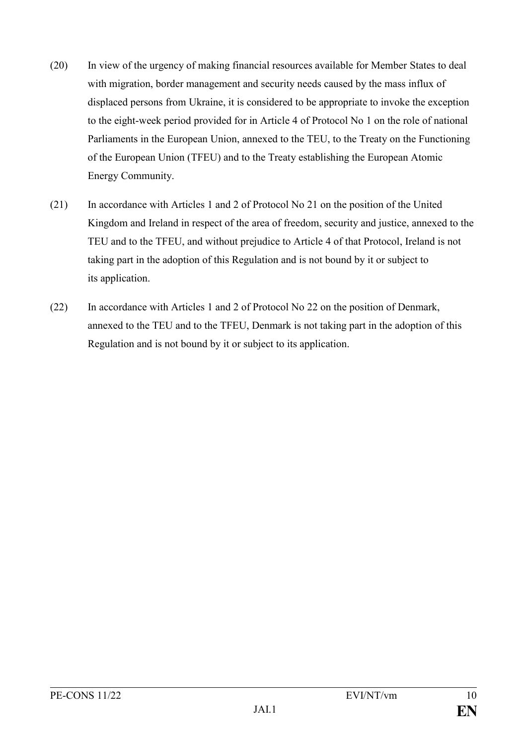(20) In view of the urgency of making financial resources available for Member States to deal with migration, border management and security needs caused by the mass influx of displaced persons from Ukraine, it is considered to be appropriate to invoke the exception to the eight-week period provided for in Article 4 of Protocol No 1 on the role of national Parliaments in the European Union, annexed to the TEU, to the Treaty on the Functioning of the European Union (TFEU) and to the Treaty establishing the European Atomic Energy Community.

(21) In accordance with Articles 1 and 2 of Protocol No 21 on the position of the United Kingdom and Ireland in respect of the area of freedom, security and justice, annexed to the TEU and to the TFEU, and without prejudice to Article 4 of that Protocol, Ireland is not taking part in the adoption of this Regulation and is not bound by it or subject to its application.

(22) In accordance with Articles 1 and 2 of Protocol No 22 on the position of Denmark, annexed to the TEU and to the TFEU, Denmark is not taking part in the adoption of this Regulation and is not bound by it or subject to its application.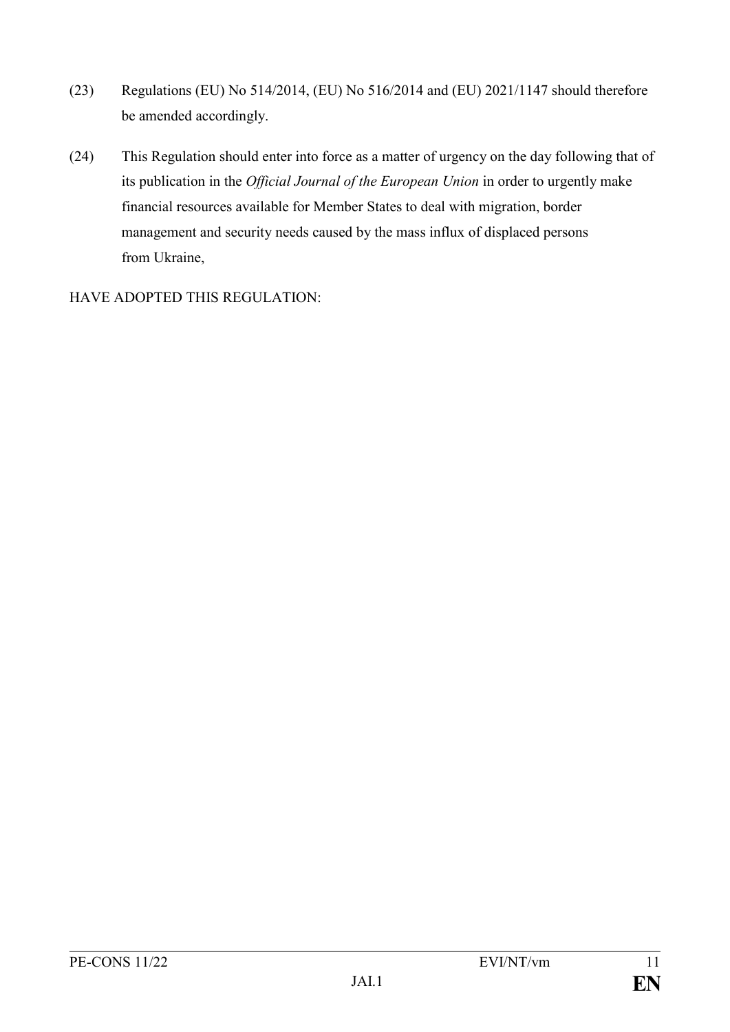(23) Regulations (EU) No 514/2014, (EU) No 516/2014 and (EU) 2021/1147 should therefore be amended accordingly.

(24) This Regulation should enter into force as a matter of urgency on the day following that of its publication in the *Official Journal of the European Union* in order to urgently make financial resources available for Member States to deal with migration, border management and security needs caused by the mass influx of displaced persons from Ukraine,

HAVE ADOPTED THIS REGULATION: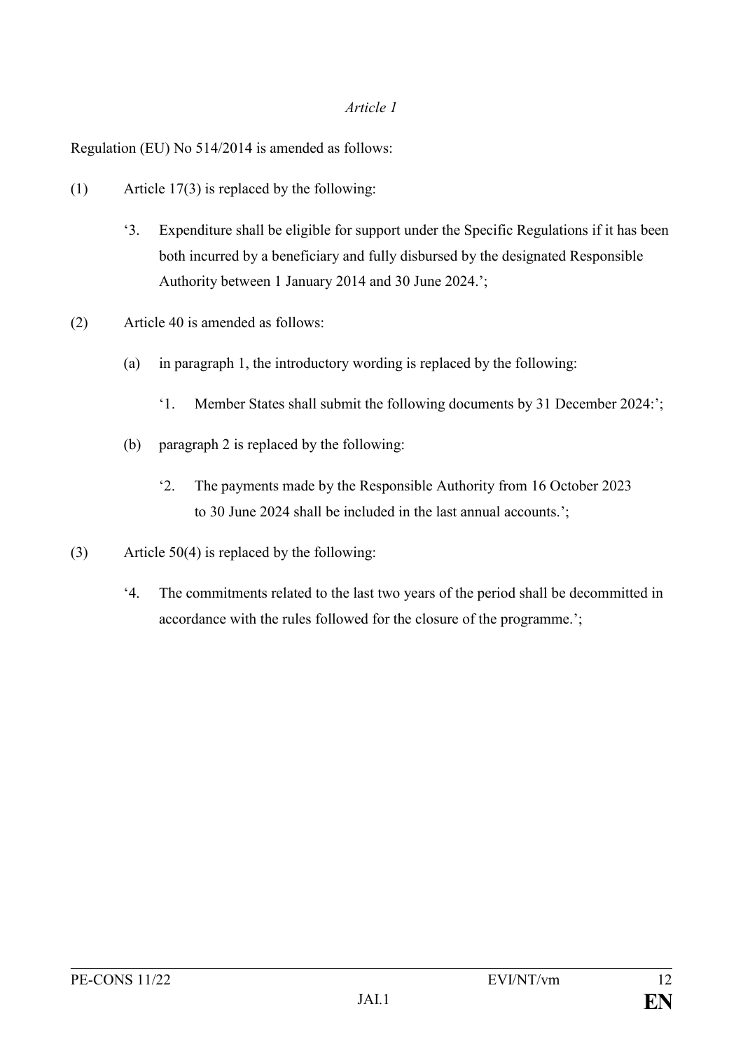*Article 1*

Regulation (EU) No 514/2014 is amended as follows:

(1) Article 17(3) is replaced by the following:

> '3. Expenditure shall be eligible for support under the Specific Regulations if it has been both incurred by a beneficiary and fully disbursed by the designated Responsible Authority between 1 January 2014 and 30 June 2024.';

(2) Article 40 is amended as follows:

> (a) in paragraph 1, the introductory wording is replaced by the following:
>
> > '1. Member States shall submit the following documents by 31 December 2024:';
>
> (b) paragraph 2 is replaced by the following:
>
> > '2. The payments made by the Responsible Authority from 16 October 2023 to 30 June 2024 shall be included in the last annual accounts.';

(3) Article 50(4) is replaced by the following:

> '4. The commitments related to the last two years of the period shall be decommitted in accordance with the rules followed for the closure of the programme.';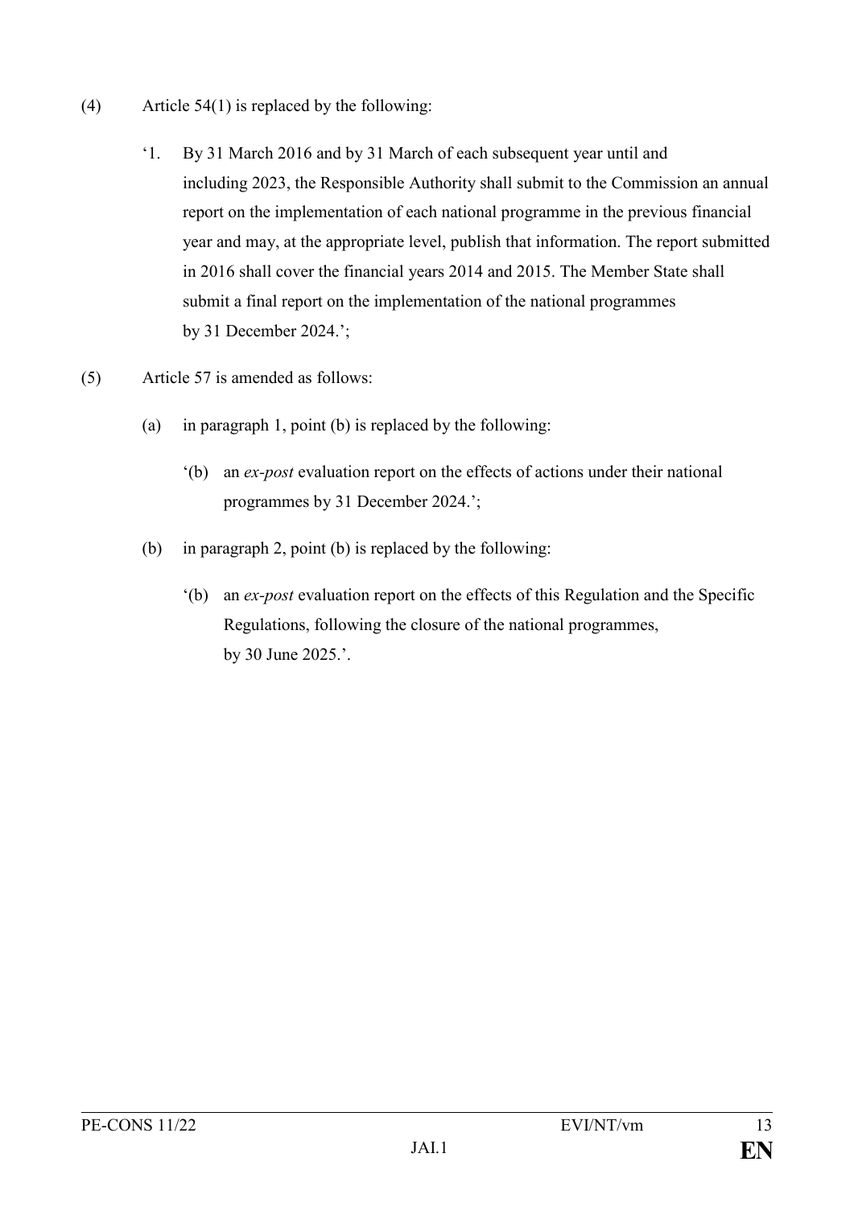(4) Article 54(1) is replaced by the following:

‘1. By 31 March 2016 and by 31 March of each subsequent year until and including 2023, the Responsible Authority shall submit to the Commission an annual report on the implementation of each national programme in the previous financial year and may, at the appropriate level, publish that information. The report submitted in 2016 shall cover the financial years 2014 and 2015. The Member State shall submit a final report on the implementation of the national programmes by 31 December 2024.’;

(5) Article 57 is amended as follows:

(a) in paragraph 1, point (b) is replaced by the following:

‘(b) an *ex-post* evaluation report on the effects of actions under their national programmes by 31 December 2024.’;

(b) in paragraph 2, point (b) is replaced by the following:

‘(b) an *ex-post* evaluation report on the effects of this Regulation and the Specific Regulations, following the closure of the national programmes, by 30 June 2025.’.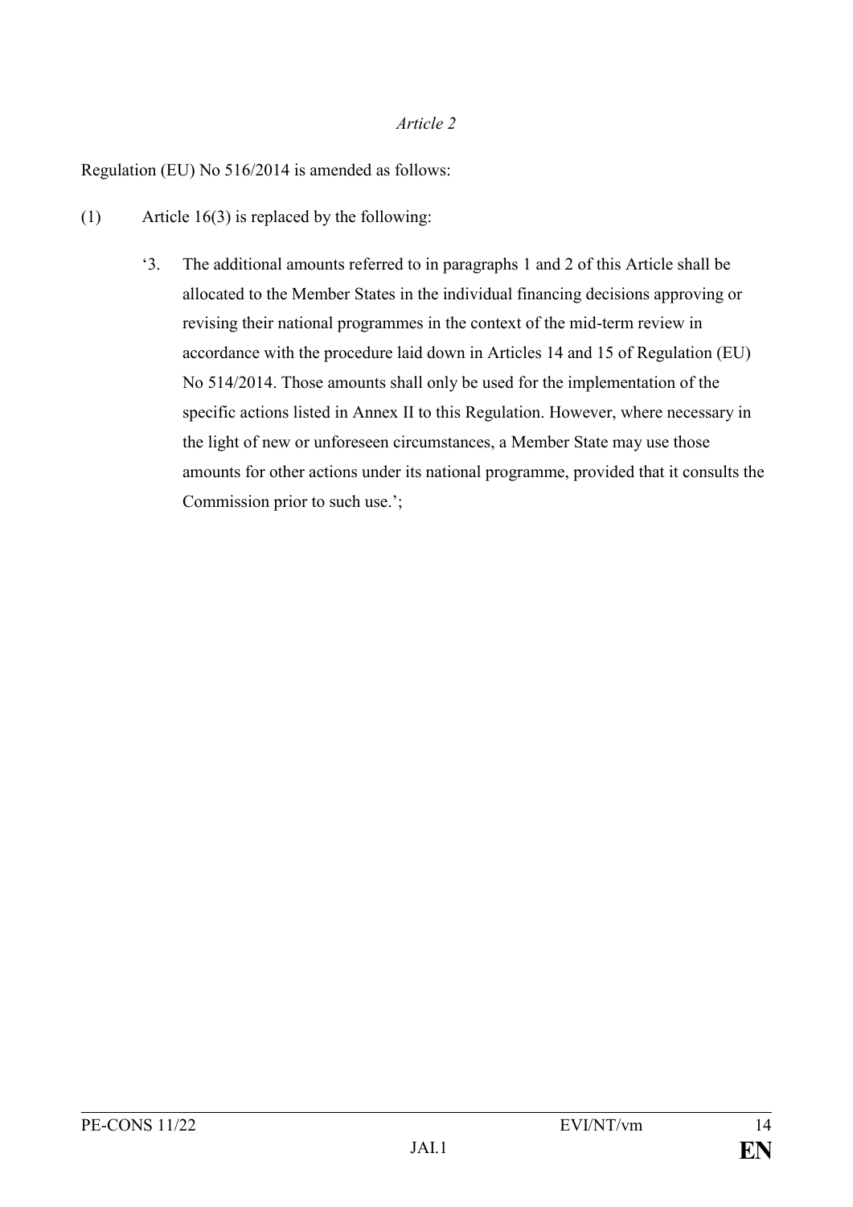*Article 2*

Regulation (EU) No 516/2014 is amended as follows:

(1) Article 16(3) is replaced by the following:

‘3. The additional amounts referred to in paragraphs 1 and 2 of this Article shall be allocated to the Member States in the individual financing decisions approving or revising their national programmes in the context of the mid-term review in accordance with the procedure laid down in Articles 14 and 15 of Regulation (EU) No 514/2014. Those amounts shall only be used for the implementation of the specific actions listed in Annex II to this Regulation. However, where necessary in the light of new or unforeseen circumstances, a Member State may use those amounts for other actions under its national programme, provided that it consults the Commission prior to such use.’;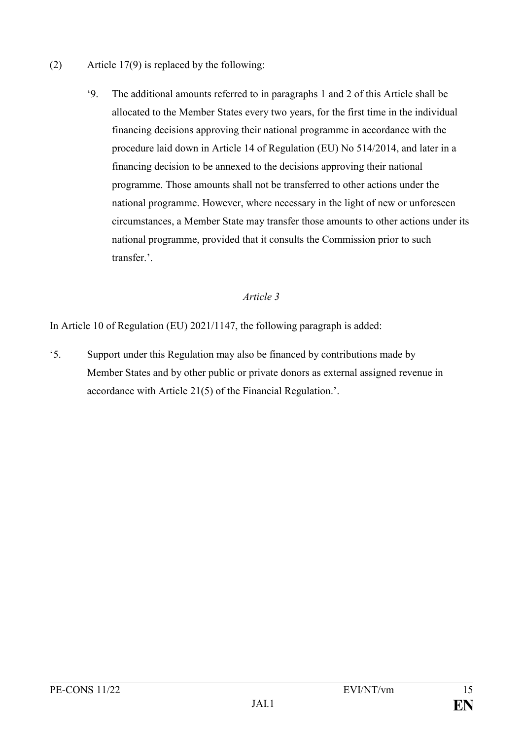(2) Article 17(9) is replaced by the following:

> ‘9. The additional amounts referred to in paragraphs 1 and 2 of this Article shall be allocated to the Member States every two years, for the first time in the individual financing decisions approving their national programme in accordance with the procedure laid down in Article 14 of Regulation (EU) No 514/2014, and later in a financing decision to be annexed to the decisions approving their national programme. Those amounts shall not be transferred to other actions under the national programme. However, where necessary in the light of new or unforeseen circumstances, a Member State may transfer those amounts to other actions under its national programme, provided that it consults the Commission prior to such transfer.’.

*Article 3*

In Article 10 of Regulation (EU) 2021/1147, the following paragraph is added:

‘5. Support under this Regulation may also be financed by contributions made by Member States and by other public or private donors as external assigned revenue in accordance with Article 21(5) of the Financial Regulation.’.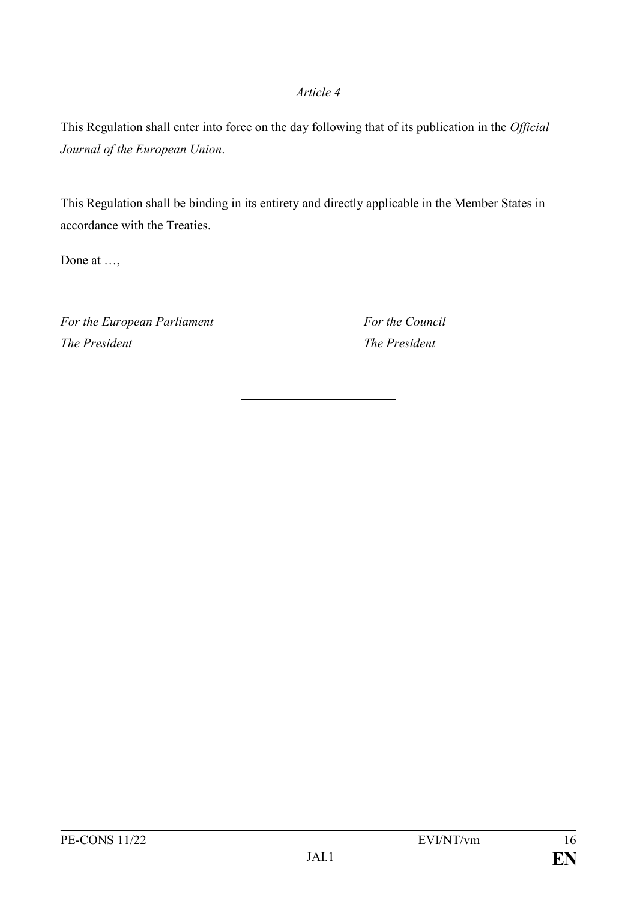*Article 4*

This Regulation shall enter into force on the day following that of its publication in the *Official Journal of the European Union*.

This Regulation shall be binding in its entirety and directly applicable in the Member States in accordance with the Treaties.

Done at …,

*For the European Parliament*
*The President*

*For the Council*
*The President*